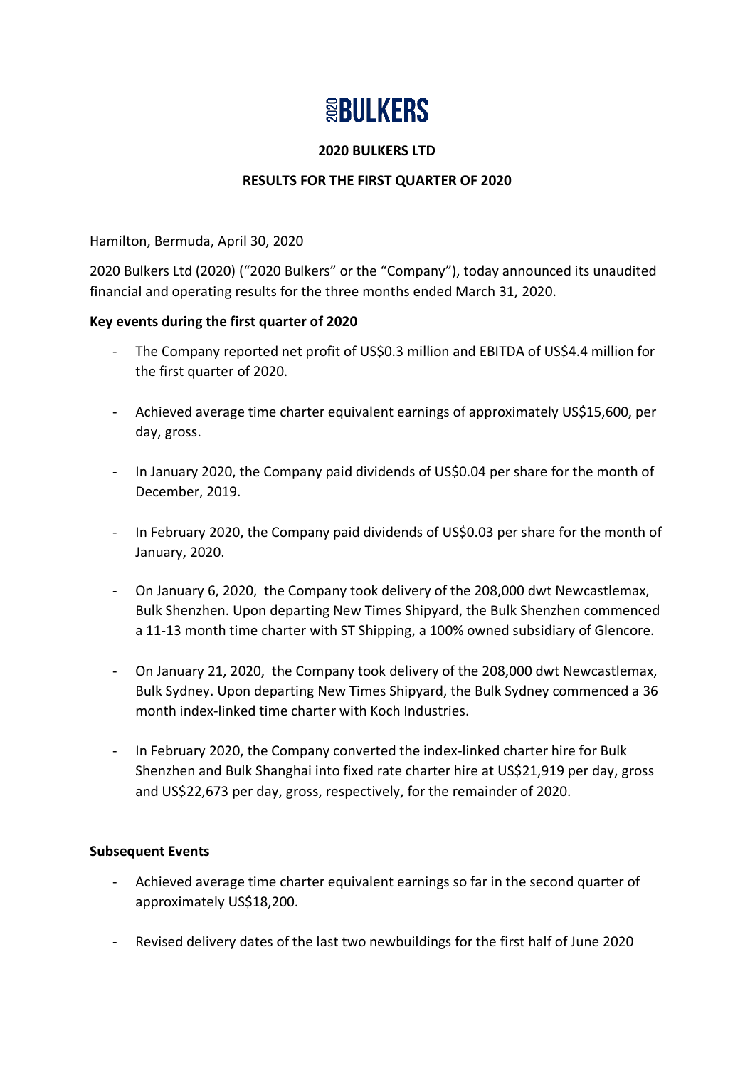# 2020BULKERS

**2020 BULKERS LTD**

**RESULTS FOR THE FIRST QUARTER OF 2020**

Hamilton, Bermuda, April 30, 2020

2020 Bulkers Ltd (2020) ("2020 Bulkers" or the "Company"), today announced its unaudited financial and operating results for the three months ended March 31, 2020.

**Key events during the first quarter of 2020**

- The Company reported net profit of US$0.3 million and EBITDA of US$4.4 million for the first quarter of 2020.
- Achieved average time charter equivalent earnings of approximately US$15,600, per day, gross.
- In January 2020, the Company paid dividends of US$0.04 per share for the month of December, 2019.
- In February 2020, the Company paid dividends of US$0.03 per share for the month of January, 2020.
- On January 6, 2020, the Company took delivery of the 208,000 dwt Newcastlemax, Bulk Shenzhen. Upon departing New Times Shipyard, the Bulk Shenzhen commenced a 11-13 month time charter with ST Shipping, a 100% owned subsidiary of Glencore.
- On January 21, 2020, the Company took delivery of the 208,000 dwt Newcastlemax, Bulk Sydney. Upon departing New Times Shipyard, the Bulk Sydney commenced a 36 month index-linked time charter with Koch Industries.
- In February 2020, the Company converted the index-linked charter hire for Bulk Shenzhen and Bulk Shanghai into fixed rate charter hire at US$21,919 per day, gross and US$22,673 per day, gross, respectively, for the remainder of 2020.

**Subsequent Events**

- Achieved average time charter equivalent earnings so far in the second quarter of approximately US$18,200.
- Revised delivery dates of the last two newbuildings for the first half of June 2020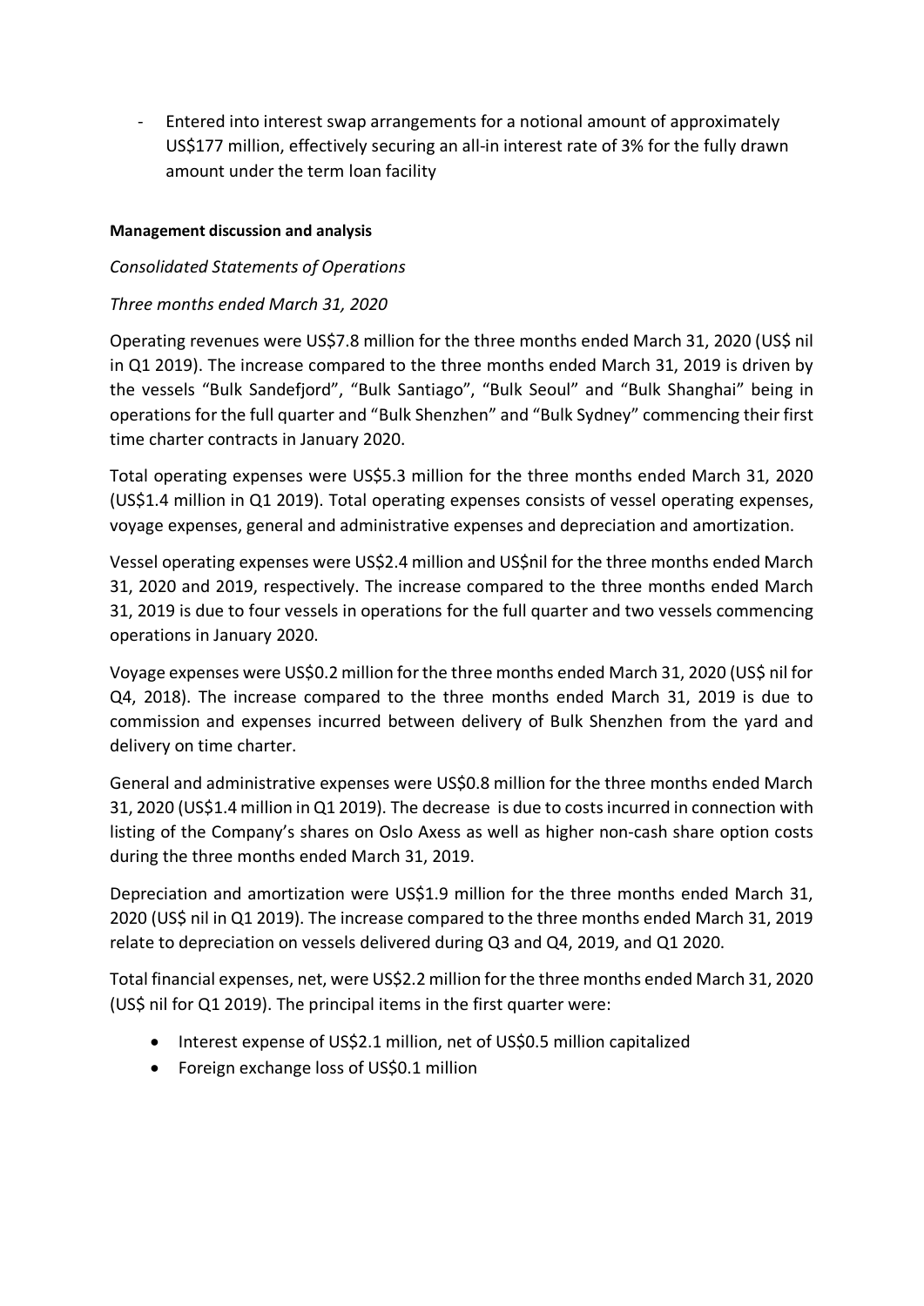- Entered into interest swap arrangements for a notional amount of approximately US$177 million, effectively securing an all-in interest rate of 3% for the fully drawn amount under the term loan facility

**Management discussion and analysis**

*Consolidated Statements of Operations*

*Three months ended March 31, 2020*

Operating revenues were US$7.8 million for the three months ended March 31, 2020 (US$ nil in Q1 2019). The increase compared to the three months ended March 31, 2019 is driven by the vessels "Bulk Sandefjord", "Bulk Santiago", "Bulk Seoul" and "Bulk Shanghai" being in operations for the full quarter and "Bulk Shenzhen" and "Bulk Sydney" commencing their first time charter contracts in January 2020.

Total operating expenses were US$5.3 million for the three months ended March 31, 2020 (US$1.4 million in Q1 2019). Total operating expenses consists of vessel operating expenses, voyage expenses, general and administrative expenses and depreciation and amortization.

Vessel operating expenses were US$2.4 million and US$nil for the three months ended March 31, 2020 and 2019, respectively. The increase compared to the three months ended March 31, 2019 is due to four vessels in operations for the full quarter and two vessels commencing operations in January 2020.

Voyage expenses were US$0.2 million for the three months ended March 31, 2020 (US$ nil for Q4, 2018). The increase compared to the three months ended March 31, 2019 is due to commission and expenses incurred between delivery of Bulk Shenzhen from the yard and delivery on time charter.

General and administrative expenses were US$0.8 million for the three months ended March 31, 2020 (US$1.4 million in Q1 2019). The decrease is due to costs incurred in connection with listing of the Company's shares on Oslo Axess as well as higher non-cash share option costs during the three months ended March 31, 2019.

Depreciation and amortization were US$1.9 million for the three months ended March 31, 2020 (US$ nil in Q1 2019). The increase compared to the three months ended March 31, 2019 relate to depreciation on vessels delivered during Q3 and Q4, 2019, and Q1 2020.

Total financial expenses, net, were US$2.2 million for the three months ended March 31, 2020 (US$ nil for Q1 2019). The principal items in the first quarter were:

- Interest expense of US$2.1 million, net of US$0.5 million capitalized
- Foreign exchange loss of US$0.1 million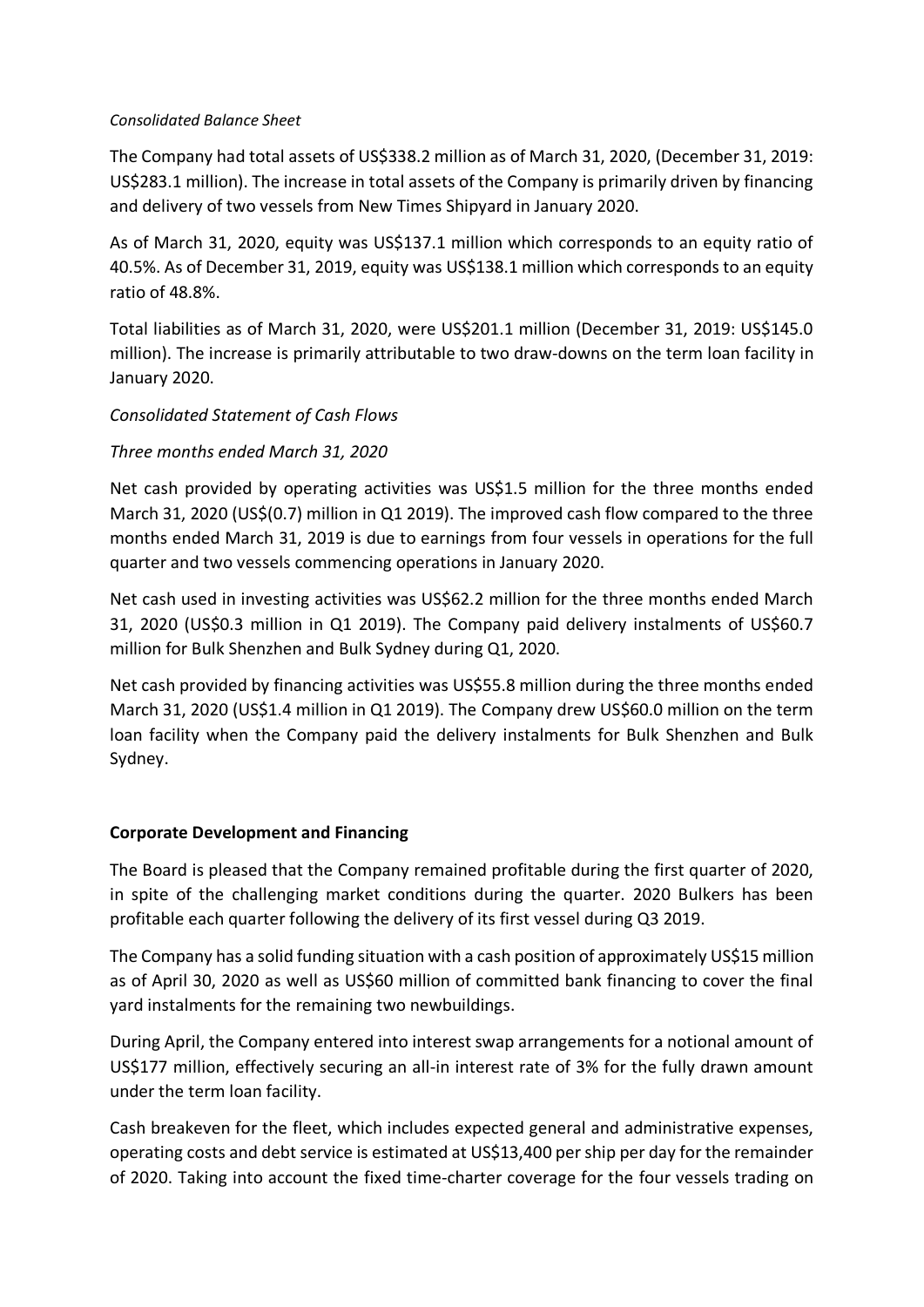*Consolidated Balance Sheet*

The Company had total assets of US$338.2 million as of March 31, 2020, (December 31, 2019: US$283.1 million). The increase in total assets of the Company is primarily driven by financing and delivery of two vessels from New Times Shipyard in January 2020.

As of March 31, 2020, equity was US$137.1 million which corresponds to an equity ratio of 40.5%. As of December 31, 2019, equity was US$138.1 million which corresponds to an equity ratio of 48.8%.

Total liabilities as of March 31, 2020, were US$201.1 million (December 31, 2019: US$145.0 million). The increase is primarily attributable to two draw-downs on the term loan facility in January 2020.

*Consolidated Statement of Cash Flows*

*Three months ended March 31, 2020*

Net cash provided by operating activities was US$1.5 million for the three months ended March 31, 2020 (US$(0.7) million in Q1 2019). The improved cash flow compared to the three months ended March 31, 2019 is due to earnings from four vessels in operations for the full quarter and two vessels commencing operations in January 2020.

Net cash used in investing activities was US$62.2 million for the three months ended March 31, 2020 (US$0.3 million in Q1 2019). The Company paid delivery instalments of US$60.7 million for Bulk Shenzhen and Bulk Sydney during Q1, 2020.

Net cash provided by financing activities was US$55.8 million during the three months ended March 31, 2020 (US$1.4 million in Q1 2019). The Company drew US$60.0 million on the term loan facility when the Company paid the delivery instalments for Bulk Shenzhen and Bulk Sydney.

**Corporate Development and Financing**

The Board is pleased that the Company remained profitable during the first quarter of 2020, in spite of the challenging market conditions during the quarter. 2020 Bulkers has been profitable each quarter following the delivery of its first vessel during Q3 2019.

The Company has a solid funding situation with a cash position of approximately US$15 million as of April 30, 2020 as well as US$60 million of committed bank financing to cover the final yard instalments for the remaining two newbuildings.

During April, the Company entered into interest swap arrangements for a notional amount of US$177 million, effectively securing an all-in interest rate of 3% for the fully drawn amount under the term loan facility.

Cash breakeven for the fleet, which includes expected general and administrative expenses, operating costs and debt service is estimated at US$13,400 per ship per day for the remainder of 2020. Taking into account the fixed time-charter coverage for the four vessels trading on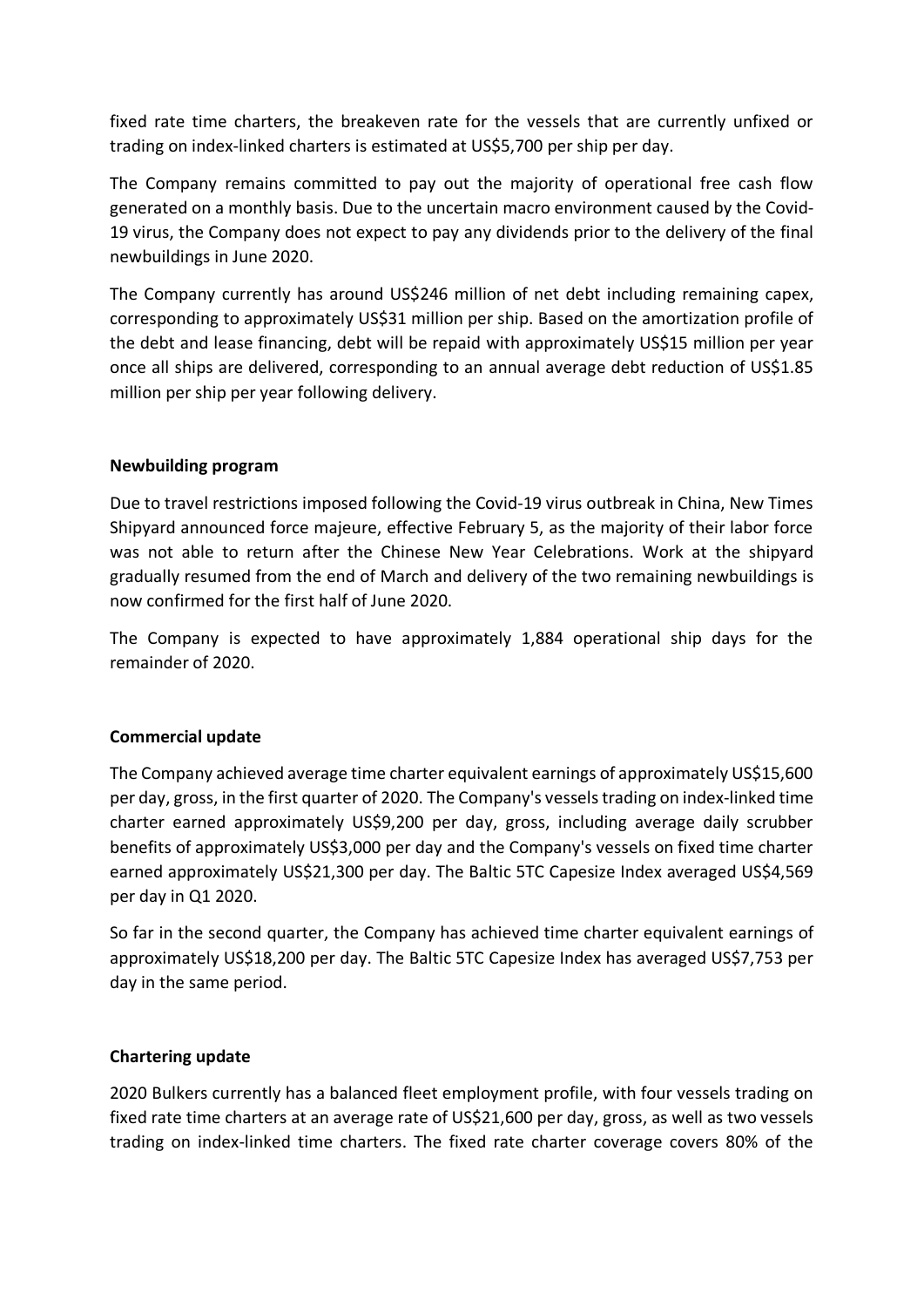fixed rate time charters, the breakeven rate for the vessels that are currently unfixed or trading on index-linked charters is estimated at US$5,700 per ship per day.

The Company remains committed to pay out the majority of operational free cash flow generated on a monthly basis. Due to the uncertain macro environment caused by the Covid-19 virus, the Company does not expect to pay any dividends prior to the delivery of the final newbuildings in June 2020.

The Company currently has around US$246 million of net debt including remaining capex, corresponding to approximately US$31 million per ship. Based on the amortization profile of the debt and lease financing, debt will be repaid with approximately US$15 million per year once all ships are delivered, corresponding to an annual average debt reduction of US$1.85 million per ship per year following delivery.

**Newbuilding program**

Due to travel restrictions imposed following the Covid-19 virus outbreak in China, New Times Shipyard announced force majeure, effective February 5, as the majority of their labor force was not able to return after the Chinese New Year Celebrations. Work at the shipyard gradually resumed from the end of March and delivery of the two remaining newbuildings is now confirmed for the first half of June 2020.

The Company is expected to have approximately 1,884 operational ship days for the remainder of 2020.

**Commercial update**

The Company achieved average time charter equivalent earnings of approximately US$15,600 per day, gross, in the first quarter of 2020. The Company's vessels trading on index-linked time charter earned approximately US$9,200 per day, gross, including average daily scrubber benefits of approximately US$3,000 per day and the Company's vessels on fixed time charter earned approximately US$21,300 per day. The Baltic 5TC Capesize Index averaged US$4,569 per day in Q1 2020.

So far in the second quarter, the Company has achieved time charter equivalent earnings of approximately US$18,200 per day. The Baltic 5TC Capesize Index has averaged US$7,753 per day in the same period.

**Chartering update**

2020 Bulkers currently has a balanced fleet employment profile, with four vessels trading on fixed rate time charters at an average rate of US$21,600 per day, gross, as well as two vessels trading on index-linked time charters. The fixed rate charter coverage covers 80% of the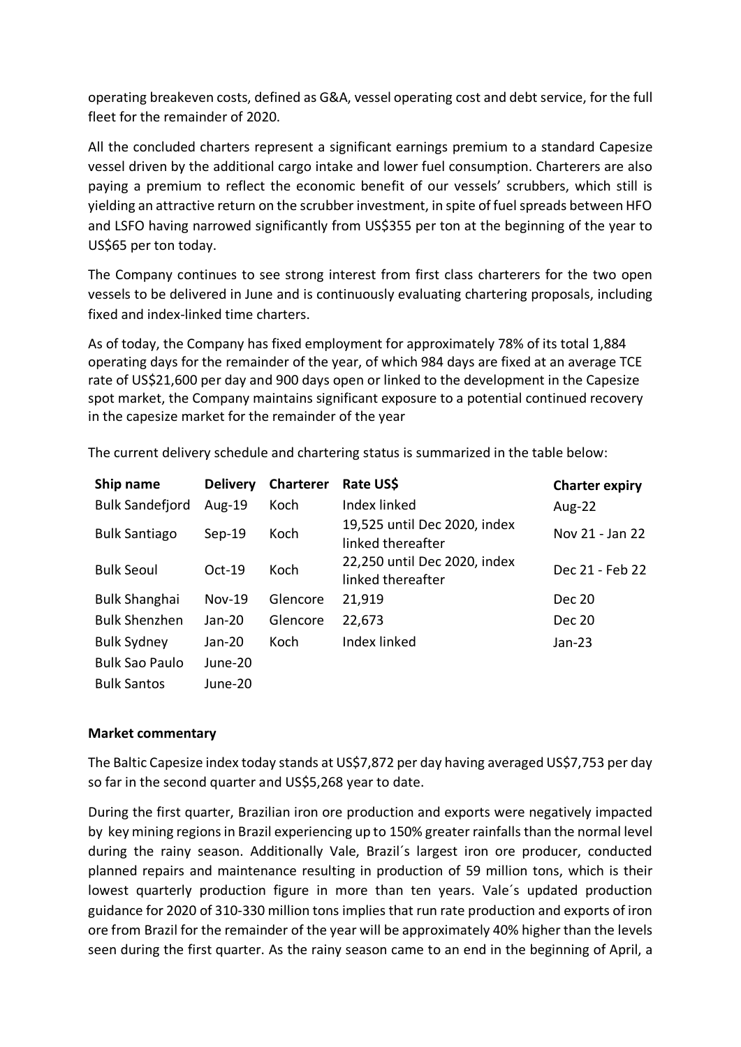operating breakeven costs, defined as G&A, vessel operating cost and debt service, for the full fleet for the remainder of 2020.

All the concluded charters represent a significant earnings premium to a standard Capesize vessel driven by the additional cargo intake and lower fuel consumption. Charterers are also paying a premium to reflect the economic benefit of our vessels' scrubbers, which still is yielding an attractive return on the scrubber investment, in spite of fuel spreads between HFO and LSFO having narrowed significantly from US$355 per ton at the beginning of the year to US$65 per ton today.

The Company continues to see strong interest from first class charterers for the two open vessels to be delivered in June and is continuously evaluating chartering proposals, including fixed and index-linked time charters.

As of today, the Company has fixed employment for approximately 78% of its total 1,884 operating days for the remainder of the year, of which 984 days are fixed at an average TCE rate of US$21,600 per day and 900 days open or linked to the development in the Capesize spot market, the Company maintains significant exposure to a potential continued recovery in the capesize market for the remainder of the year

The current delivery schedule and chartering status is summarized in the table below:

| Ship name | Delivery | Charterer | Rate US$ | Charter expiry |
|---|---|---|---|---|
| Bulk Sandefjord | Aug-19 | Koch | Index linked | Aug-22 |
| Bulk Santiago | Sep-19 | Koch | 19,525 until Dec 2020, index linked thereafter | Nov 21 - Jan 22 |
| Bulk Seoul | Oct-19 | Koch | 22,250 until Dec 2020, index linked thereafter | Dec 21 - Feb 22 |
| Bulk Shanghai | Nov-19 | Glencore | 21,919 | Dec 20 |
| Bulk Shenzhen | Jan-20 | Glencore | 22,673 | Dec 20 |
| Bulk Sydney | Jan-20 | Koch | Index linked | Jan-23 |
| Bulk Sao Paulo | June-20 | | | |
| Bulk Santos | June-20 | | | |

**Market commentary**

The Baltic Capesize index today stands at US$7,872 per day having averaged US$7,753 per day so far in the second quarter and US$5,268 year to date.

During the first quarter, Brazilian iron ore production and exports were negatively impacted by key mining regions in Brazil experiencing up to 150% greater rainfalls than the normal level during the rainy season. Additionally Vale, Brazil´s largest iron ore producer, conducted planned repairs and maintenance resulting in production of 59 million tons, which is their lowest quarterly production figure in more than ten years. Vale´s updated production guidance for 2020 of 310-330 million tons implies that run rate production and exports of iron ore from Brazil for the remainder of the year will be approximately 40% higher than the levels seen during the first quarter. As the rainy season came to an end in the beginning of April, a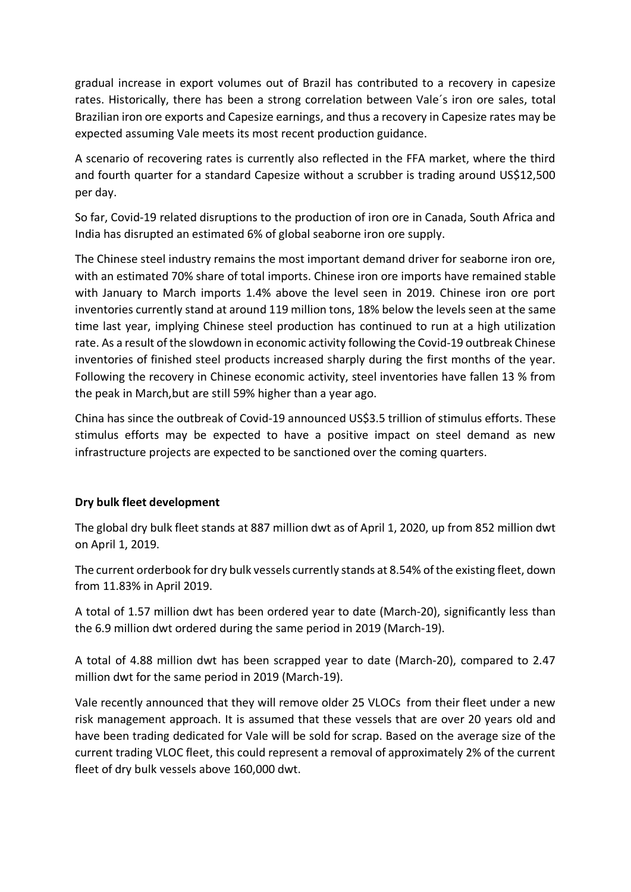gradual increase in export volumes out of Brazil has contributed to a recovery in capesize rates. Historically, there has been a strong correlation between Vale´s iron ore sales, total Brazilian iron ore exports and Capesize earnings, and thus a recovery in Capesize rates may be expected assuming Vale meets its most recent production guidance.

A scenario of recovering rates is currently also reflected in the FFA market, where the third and fourth quarter for a standard Capesize without a scrubber is trading around US$12,500 per day.

So far, Covid-19 related disruptions to the production of iron ore in Canada, South Africa and India has disrupted an estimated 6% of global seaborne iron ore supply.

The Chinese steel industry remains the most important demand driver for seaborne iron ore, with an estimated 70% share of total imports. Chinese iron ore imports have remained stable with January to March imports 1.4% above the level seen in 2019. Chinese iron ore port inventories currently stand at around 119 million tons, 18% below the levels seen at the same time last year, implying Chinese steel production has continued to run at a high utilization rate. As a result of the slowdown in economic activity following the Covid-19 outbreak Chinese inventories of finished steel products increased sharply during the first months of the year. Following the recovery in Chinese economic activity, steel inventories have fallen 13 % from the peak in March,but are still 59% higher than a year ago.

China has since the outbreak of Covid-19 announced US$3.5 trillion of stimulus efforts. These stimulus efforts may be expected to have a positive impact on steel demand as new infrastructure projects are expected to be sanctioned over the coming quarters.

**Dry bulk fleet development**

The global dry bulk fleet stands at 887 million dwt as of April 1, 2020, up from 852 million dwt on April 1, 2019.

The current orderbook for dry bulk vessels currently stands at 8.54% of the existing fleet, down from 11.83% in April 2019.

A total of 1.57 million dwt has been ordered year to date (March-20), significantly less than the 6.9 million dwt ordered during the same period in 2019 (March-19).

A total of 4.88 million dwt has been scrapped year to date (March-20), compared to 2.47 million dwt for the same period in 2019 (March-19).

Vale recently announced that they will remove older 25 VLOCs from their fleet under a new risk management approach. It is assumed that these vessels that are over 20 years old and have been trading dedicated for Vale will be sold for scrap. Based on the average size of the current trading VLOC fleet, this could represent a removal of approximately 2% of the current fleet of dry bulk vessels above 160,000 dwt.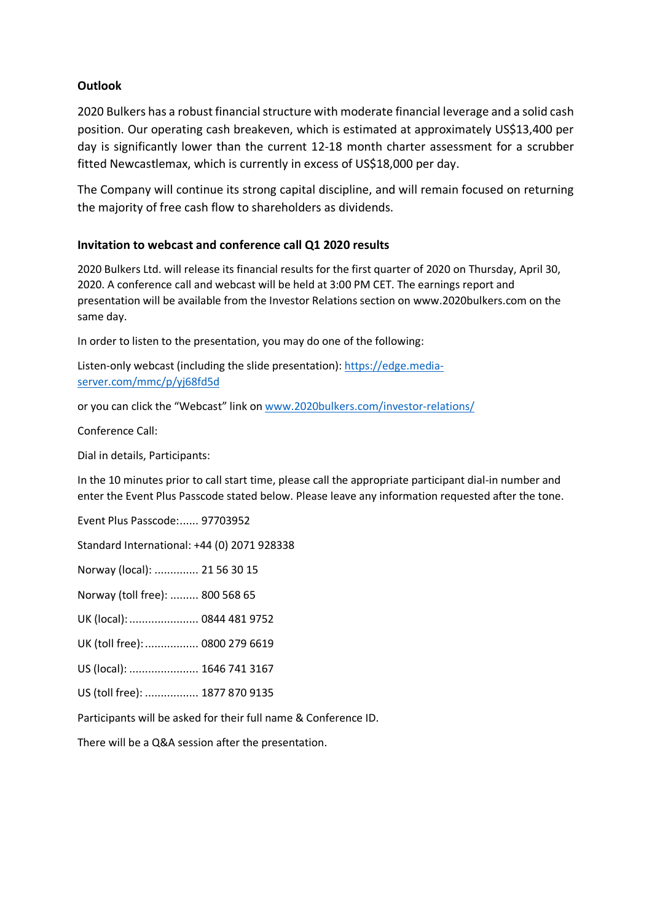**Outlook**

2020 Bulkers has a robust financial structure with moderate financial leverage and a solid cash position. Our operating cash breakeven, which is estimated at approximately US$13,400 per day is significantly lower than the current 12-18 month charter assessment for a scrubber fitted Newcastlemax, which is currently in excess of US$18,000 per day.

The Company will continue its strong capital discipline, and will remain focused on returning the majority of free cash flow to shareholders as dividends.

**Invitation to webcast and conference call Q1 2020 results**

2020 Bulkers Ltd. will release its financial results for the first quarter of 2020 on Thursday, April 30, 2020. A conference call and webcast will be held at 3:00 PM CET. The earnings report and presentation will be available from the Investor Relations section on www.2020bulkers.com on the same day.

In order to listen to the presentation, you may do one of the following:

Listen-only webcast (including the slide presentation): [https://edge.media-server.com/mmc/p/yj68fd5d](https://edge.media-server.com/mmc/p/yj68fd5d)

or you can click the "Webcast" link on [www.2020bulkers.com/investor-relations/](www.2020bulkers.com/investor-relations/)

Conference Call:

Dial in details, Participants:

In the 10 minutes prior to call start time, please call the appropriate participant dial-in number and enter the Event Plus Passcode stated below. Please leave any information requested after the tone.

Event Plus Passcode:...... 97703952

Standard International: +44 (0) 2071 928338

Norway (local): ............. 21 56 30 15

Norway (toll free): ......... 800 568 65

UK (local):...................... 0844 481 9752

UK (toll free):................. 0800 279 6619

US (local): ...................... 1646 741 3167

US (toll free): ................. 1877 870 9135

Participants will be asked for their full name & Conference ID.

There will be a Q&A session after the presentation.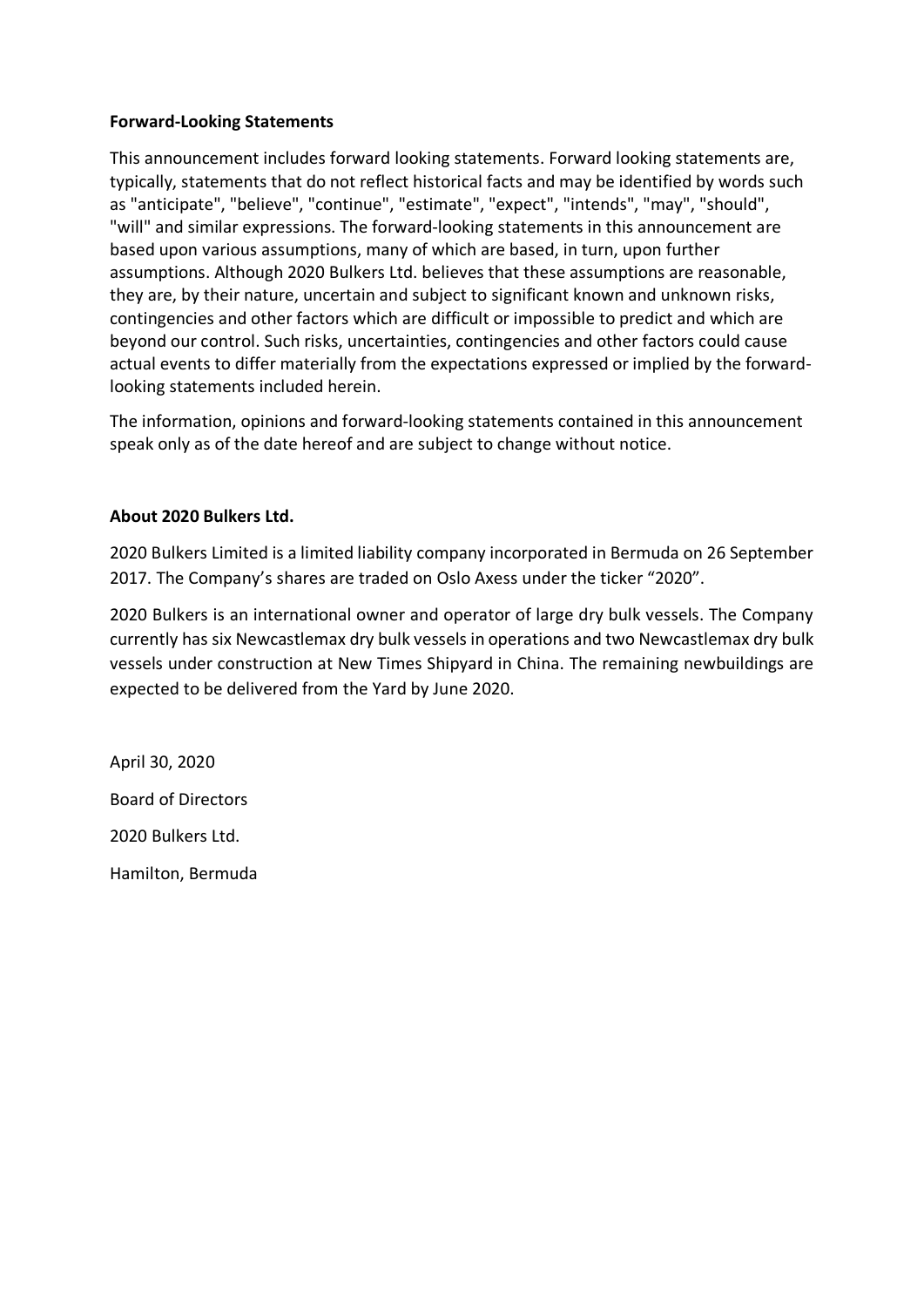**Forward-Looking Statements**

This announcement includes forward looking statements. Forward looking statements are, typically, statements that do not reflect historical facts and may be identified by words such as "anticipate", "believe", "continue", "estimate", "expect", "intends", "may", "should", "will" and similar expressions. The forward-looking statements in this announcement are based upon various assumptions, many of which are based, in turn, upon further assumptions. Although 2020 Bulkers Ltd. believes that these assumptions are reasonable, they are, by their nature, uncertain and subject to significant known and unknown risks, contingencies and other factors which are difficult or impossible to predict and which are beyond our control. Such risks, uncertainties, contingencies and other factors could cause actual events to differ materially from the expectations expressed or implied by the forward-looking statements included herein.

The information, opinions and forward-looking statements contained in this announcement speak only as of the date hereof and are subject to change without notice.

**About 2020 Bulkers Ltd.**

2020 Bulkers Limited is a limited liability company incorporated in Bermuda on 26 September 2017. The Company's shares are traded on Oslo Axess under the ticker "2020".

2020 Bulkers is an international owner and operator of large dry bulk vessels. The Company currently has six Newcastlemax dry bulk vessels in operations and two Newcastlemax dry bulk vessels under construction at New Times Shipyard in China. The remaining newbuildings are expected to be delivered from the Yard by June 2020.

April 30, 2020

Board of Directors

2020 Bulkers Ltd.

Hamilton, Bermuda